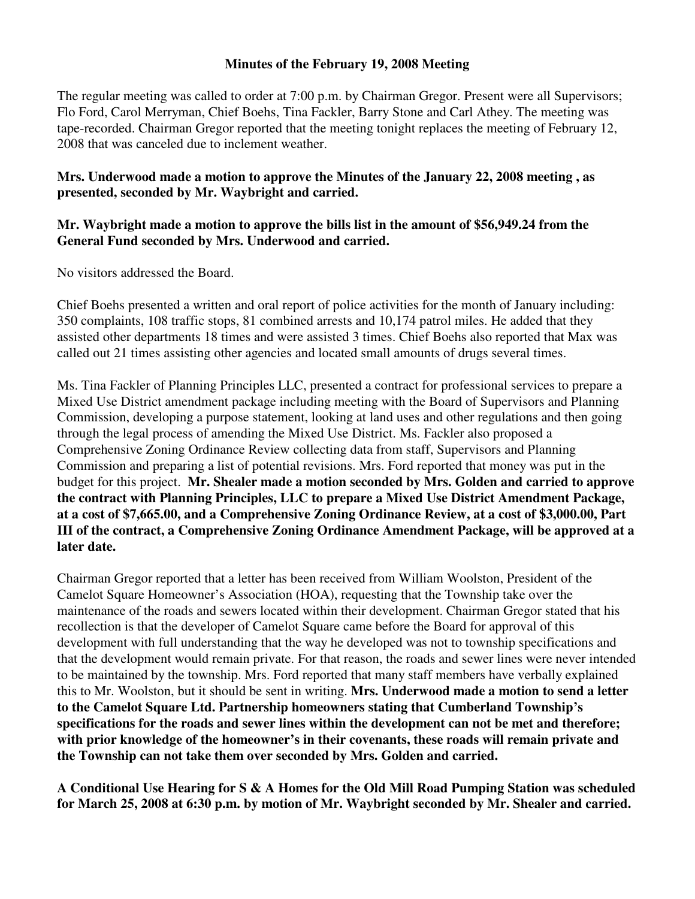**Minutes of the February 19, 2008 Meeting**

The regular meeting was called to order at 7:00 p.m. by Chairman Gregor. Present were all Supervisors; Flo Ford, Carol Merryman, Chief Boehs, Tina Fackler, Barry Stone and Carl Athey. The meeting was tape-recorded. Chairman Gregor reported that the meeting tonight replaces the meeting of February 12, 2008 that was canceled due to inclement weather.

**Mrs. Underwood made a motion to approve the Minutes of the January 22, 2008 meeting , as presented, seconded by Mr. Waybright and carried.**

**Mr. Waybright made a motion to approve the bills list in the amount of $56,949.24 from the General Fund seconded by Mrs. Underwood and carried.**

No visitors addressed the Board.

Chief Boehs presented a written and oral report of police activities for the month of January including: 350 complaints, 108 traffic stops, 81 combined arrests and 10,174 patrol miles. He added that they assisted other departments 18 times and were assisted 3 times. Chief Boehs also reported that Max was called out 21 times assisting other agencies and located small amounts of drugs several times.

Ms. Tina Fackler of Planning Principles LLC, presented a contract for professional services to prepare a Mixed Use District amendment package including meeting with the Board of Supervisors and Planning Commission, developing a purpose statement, looking at land uses and other regulations and then going through the legal process of amending the Mixed Use District. Ms. Fackler also proposed a Comprehensive Zoning Ordinance Review collecting data from staff, Supervisors and Planning Commission and preparing a list of potential revisions. Mrs. Ford reported that money was put in the budget for this project. **Mr. Shealer made a motion seconded by Mrs. Golden and carried to approve the contract with Planning Principles, LLC to prepare a Mixed Use District Amendment Package, at a cost of $7,665.00, and a Comprehensive Zoning Ordinance Review, at a cost of $3,000.00, Part III of the contract, a Comprehensive Zoning Ordinance Amendment Package, will be approved at a later date.**

Chairman Gregor reported that a letter has been received from William Woolston, President of the Camelot Square Homeowner's Association (HOA), requesting that the Township take over the maintenance of the roads and sewers located within their development. Chairman Gregor stated that his recollection is that the developer of Camelot Square came before the Board for approval of this development with full understanding that the way he developed was not to township specifications and that the development would remain private. For that reason, the roads and sewer lines were never intended to be maintained by the township. Mrs. Ford reported that many staff members have verbally explained this to Mr. Woolston, but it should be sent in writing. **Mrs. Underwood made a motion to send a letter to the Camelot Square Ltd. Partnership homeowners stating that Cumberland Township's specifications for the roads and sewer lines within the development can not be met and therefore; with prior knowledge of the homeowner's in their covenants, these roads will remain private and the Township can not take them over seconded by Mrs. Golden and carried.**

**A Conditional Use Hearing for S & A Homes for the Old Mill Road Pumping Station was scheduled for March 25, 2008 at 6:30 p.m. by motion of Mr. Waybright seconded by Mr. Shealer and carried.**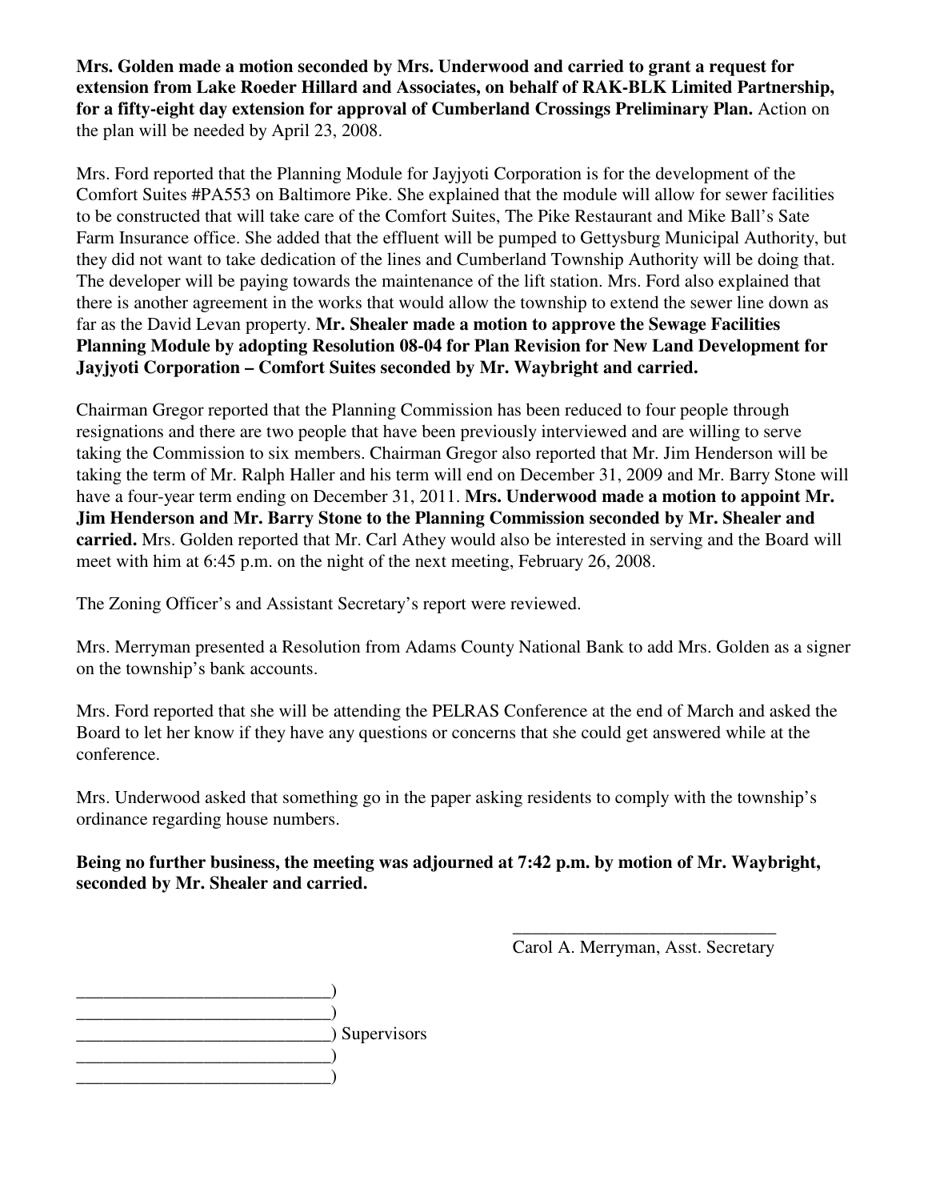**Mrs. Golden made a motion seconded by Mrs. Underwood and carried to grant a request for extension from Lake Roeder Hillard and Associates, on behalf of RAK-BLK Limited Partnership, for a fifty-eight day extension for approval of Cumberland Crossings Preliminary Plan.** Action on the plan will be needed by April 23, 2008.

Mrs. Ford reported that the Planning Module for Jayjyoti Corporation is for the development of the Comfort Suites #PA553 on Baltimore Pike. She explained that the module will allow for sewer facilities to be constructed that will take care of the Comfort Suites, The Pike Restaurant and Mike Ball's Sate Farm Insurance office. She added that the effluent will be pumped to Gettysburg Municipal Authority, but they did not want to take dedication of the lines and Cumberland Township Authority will be doing that. The developer will be paying towards the maintenance of the lift station. Mrs. Ford also explained that there is another agreement in the works that would allow the township to extend the sewer line down as far as the David Levan property. **Mr. Shealer made a motion to approve the Sewage Facilities Planning Module by adopting Resolution 08-04 for Plan Revision for New Land Development for Jayjyoti Corporation – Comfort Suites seconded by Mr. Waybright and carried.**

Chairman Gregor reported that the Planning Commission has been reduced to four people through resignations and there are two people that have been previously interviewed and are willing to serve taking the Commission to six members. Chairman Gregor also reported that Mr. Jim Henderson will be taking the term of Mr. Ralph Haller and his term will end on December 31, 2009 and Mr. Barry Stone will have a four-year term ending on December 31, 2011. **Mrs. Underwood made a motion to appoint Mr. Jim Henderson and Mr. Barry Stone to the Planning Commission seconded by Mr. Shealer and carried.** Mrs. Golden reported that Mr. Carl Athey would also be interested in serving and the Board will meet with him at 6:45 p.m. on the night of the next meeting, February 26, 2008.

The Zoning Officer's and Assistant Secretary's report were reviewed.

Mrs. Merryman presented a Resolution from Adams County National Bank to add Mrs. Golden as a signer on the township's bank accounts.

Mrs. Ford reported that she will be attending the PELRAS Conference at the end of March and asked the Board to let her know if they have any questions or concerns that she could get answered while at the conference.

Mrs. Underwood asked that something go in the paper asking residents to comply with the township's ordinance regarding house numbers.

**Being no further business, the meeting was adjourned at 7:42 p.m. by motion of Mr. Waybright, seconded by Mr. Shealer and carried.**

______________________________
Carol A. Merryman, Asst. Secretary

______________________________)
______________________________)
______________________________) Supervisors
______________________________)
______________________________)